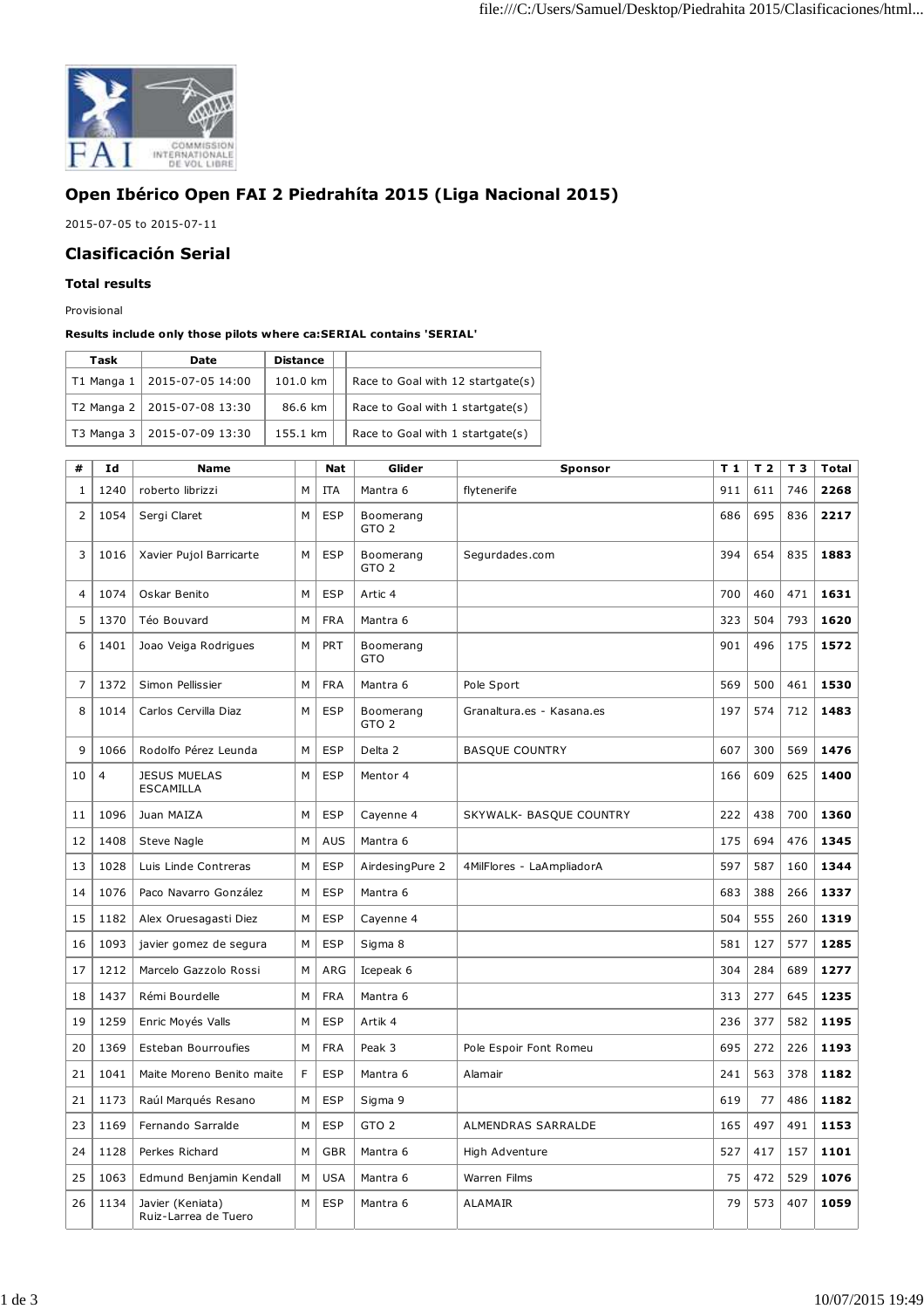# Open Ibérico Open FAI 2 Piedrahíta 2015 (Liga Nacional 2015)

2015-07-05 to 2015-07-11

## Clasificación Serial

### Total results

Provisional

**Results include only those pilots where ca:SERIAL contains 'SERIAL'**

| Task | Date | Distance | | |
|---|---|---|---|---|
| T1 Manga 1 | 2015-07-05 14:00 | 101.0 km | | Race to Goal with 12 startgate(s) |
| T2 Manga 2 | 2015-07-08 13:30 | 86.6 km | | Race to Goal with 1 startgate(s) |
| T3 Manga 3 | 2015-07-09 13:30 | 155.1 km | | Race to Goal with 1 startgate(s) |

| # | Id | Name | | Nat | Glider | Sponsor | T 1 | T 2 | T 3 | Total |
|---|---|---|---|---|---|---|---|---|---|---|
| 1 | 1240 | roberto librizzi | M | ITA | Mantra 6 | flytenerife | 911 | 611 | 746 | **2268** |
| 2 | 1054 | Sergi Claret | M | ESP | Boomerang GTO 2 | | 686 | 695 | 836 | **2217** |
| 3 | 1016 | Xavier Pujol Barricarte | M | ESP | Boomerang GTO 2 | Segurdades.com | 394 | 654 | 835 | **1883** |
| 4 | 1074 | Oskar Benito | M | ESP | Artic 4 | | 700 | 460 | 471 | **1631** |
| 5 | 1370 | Téo Bouvard | M | FRA | Mantra 6 | | 323 | 504 | 793 | **1620** |
| 6 | 1401 | Joao Veiga Rodrigues | M | PRT | Boomerang GTO | | 901 | 496 | 175 | **1572** |
| 7 | 1372 | Simon Pellissier | M | FRA | Mantra 6 | Pole Sport | 569 | 500 | 461 | **1530** |
| 8 | 1014 | Carlos Cervilla Diaz | M | ESP | Boomerang GTO 2 | Granaltura.es - Kasana.es | 197 | 574 | 712 | **1483** |
| 9 | 1066 | Rodolfo Pérez Leunda | M | ESP | Delta 2 | BASQUE COUNTRY | 607 | 300 | 569 | **1476** |
| 10 | 4 | JESUS MUELAS ESCAMILLA | M | ESP | Mentor 4 | | 166 | 609 | 625 | **1400** |
| 11 | 1096 | Juan MAIZA | M | ESP | Cayenne 4 | SKYWALK- BASQUE COUNTRY | 222 | 438 | 700 | **1360** |
| 12 | 1408 | Steve Nagle | M | AUS | Mantra 6 | | 175 | 694 | 476 | **1345** |
| 13 | 1028 | Luis Linde Contreras | M | ESP | AirdesingPure 2 | 4MilFlores - LaAmpliadorA | 597 | 587 | 160 | **1344** |
| 14 | 1076 | Paco Navarro González | M | ESP | Mantra 6 | | 683 | 388 | 266 | **1337** |
| 15 | 1182 | Alex Oruesagasti Diez | M | ESP | Cayenne 4 | | 504 | 555 | 260 | **1319** |
| 16 | 1093 | javier gomez de segura | M | ESP | Sigma 8 | | 581 | 127 | 577 | **1285** |
| 17 | 1212 | Marcelo Gazzolo Rossi | M | ARG | Icepeak 6 | | 304 | 284 | 689 | **1277** |
| 18 | 1437 | Rémi Bourdelle | M | FRA | Mantra 6 | | 313 | 277 | 645 | **1235** |
| 19 | 1259 | Enric Moyés Valls | M | ESP | Artik 4 | | 236 | 377 | 582 | **1195** |
| 20 | 1369 | Esteban Bourroufies | M | FRA | Peak 3 | Pole Espoir Font Romeu | 695 | 272 | 226 | **1193** |
| 21 | 1041 | Maite Moreno Benito maite | F | ESP | Mantra 6 | Alamair | 241 | 563 | 378 | **1182** |
| 21 | 1173 | Raúl Marqués Resano | M | ESP | Sigma 9 | | 619 | 77 | 486 | **1182** |
| 23 | 1169 | Fernando Sarralde | M | ESP | GTO 2 | ALMENDRAS SARRALDE | 165 | 497 | 491 | **1153** |
| 24 | 1128 | Perkes Richard | M | GBR | Mantra 6 | High Adventure | 527 | 417 | 157 | **1101** |
| 25 | 1063 | Edmund Benjamin Kendall | M | USA | Mantra 6 | Warren Films | 75 | 472 | 529 | **1076** |
| 26 | 1134 | Javier (Keniata) Ruiz-Larrea de Tuero | M | ESP | Mantra 6 | ALAMAIR | 79 | 573 | 407 | **1059** |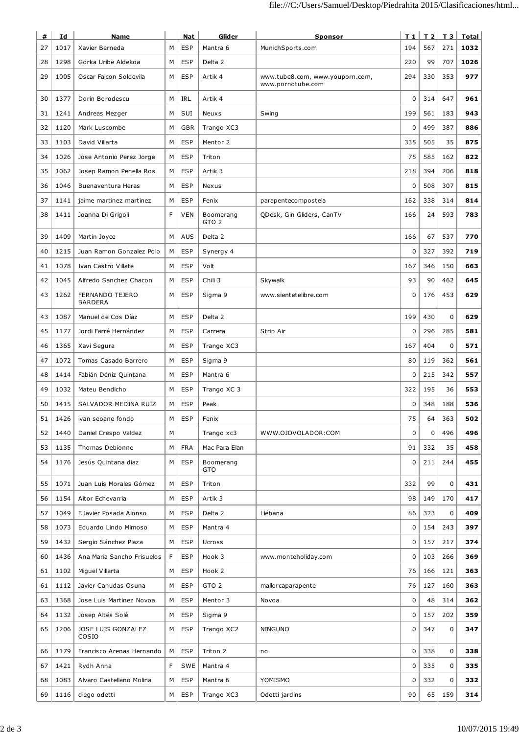| # | Id | Name | | Nat | Glider | Sponsor | T 1 | T 2 | T 3 | Total |
|---|---|---|---|---|---|---|---|---|---|---|
| 27 | 1017 | Xavier Berneda | M | ESP | Mantra 6 | MunichSports.com | 194 | 567 | 271 | **1032** |
| 28 | 1298 | Gorka Uribe Aldekoa | M | ESP | Delta 2 | | 220 | 99 | 707 | **1026** |
| 29 | 1005 | Oscar Falcon Soldevila | M | ESP | Artik 4 | www.tube8.com, www.youporn.com, www.pornotube.com | 294 | 330 | 353 | **977** |
| 30 | 1377 | Dorin Borodescu | M | IRL | Artik 4 | | 0 | 314 | 647 | **961** |
| 31 | 1241 | Andreas Mezger | M | SUI | Neuxs | Swing | 199 | 561 | 183 | **943** |
| 32 | 1120 | Mark Luscombe | M | GBR | Trango XC3 | | 0 | 499 | 387 | **886** |
| 33 | 1103 | David Villarta | M | ESP | Mentor 2 | | 335 | 505 | 35 | **875** |
| 34 | 1026 | Jose Antonio Perez Jorge | M | ESP | Triton | | 75 | 585 | 162 | **822** |
| 35 | 1062 | Josep Ramon Penella Ros | M | ESP | Artik 3 | | 218 | 394 | 206 | **818** |
| 36 | 1046 | Buenaventura Heras | M | ESP | Nexus | | 0 | 508 | 307 | **815** |
| 37 | 1141 | jaime martinez martinez | M | ESP | Fenix | parapentecompostela | 162 | 338 | 314 | **814** |
| 38 | 1411 | Joanna Di Grigoli | F | VEN | Boomerang GTO 2 | QDesk, Gin Gliders, CanTV | 166 | 24 | 593 | **783** |
| 39 | 1409 | Martin Joyce | M | AUS | Delta 2 | | 166 | 67 | 537 | **770** |
| 40 | 1215 | Juan Ramon Gonzalez Polo | M | ESP | Synergy 4 | | 0 | 327 | 392 | **719** |
| 41 | 1078 | Ivan Castro Villate | M | ESP | Volt | | 167 | 346 | 150 | **663** |
| 42 | 1045 | Alfredo Sanchez Chacon | M | ESP | Chili 3 | Skywalk | 93 | 90 | 462 | **645** |
| 43 | 1262 | FERNANDO TEJERO BARDERA | M | ESP | Sigma 9 | www.sientetelibre.com | 0 | 176 | 453 | **629** |
| 43 | 1087 | Manuel de Cos Díaz | M | ESP | Delta 2 | | 199 | 430 | 0 | **629** |
| 45 | 1177 | Jordi Farré Hernández | M | ESP | Carrera | Strip Air | 0 | 296 | 285 | **581** |
| 46 | 1365 | Xavi Segura | M | ESP | Trango XC3 | | 167 | 404 | 0 | **571** |
| 47 | 1072 | Tomas Casado Barrero | M | ESP | Sigma 9 | | 80 | 119 | 362 | **561** |
| 48 | 1414 | Fabián Déniz Quintana | M | ESP | Mantra 6 | | 0 | 215 | 342 | **557** |
| 49 | 1032 | Mateu Bendicho | M | ESP | Trango XC 3 | | 322 | 195 | 36 | **553** |
| 50 | 1415 | SALVADOR MEDINA RUIZ | M | ESP | Peak | | 0 | 348 | 188 | **536** |
| 51 | 1426 | ivan seoane fondo | M | ESP | Fenix | | 75 | 64 | 363 | **502** |
| 52 | 1440 | Daniel Crespo Valdez | M | | Trango xc3 | WWW.OJOVOLADOR:COM | 0 | 0 | 496 | **496** |
| 53 | 1135 | Thomas Debionne | M | FRA | Mac Para Elan | | 91 | 332 | 35 | **458** |
| 54 | 1176 | Jesús Quintana diaz | M | ESP | Boomerang GTO | | 0 | 211 | 244 | **455** |
| 55 | 1071 | Juan Luis Morales Gómez | M | ESP | Triton | | 332 | 99 | 0 | **431** |
| 56 | 1154 | Aitor Echevarria | M | ESP | Artik 3 | | 98 | 149 | 170 | **417** |
| 57 | 1049 | F.Javier Posada Alonso | M | ESP | Delta 2 | Liébana | 86 | 323 | 0 | **409** |
| 58 | 1073 | Eduardo Lindo Mimoso | M | ESP | Mantra 4 | | 0 | 154 | 243 | **397** |
| 59 | 1432 | Sergio Sánchez Plaza | M | ESP | Ucross | | 0 | 157 | 217 | **374** |
| 60 | 1436 | Ana Maria Sancho Frisuelos | F | ESP | Hook 3 | www.monteholiday.com | 0 | 103 | 266 | **369** |
| 61 | 1102 | Miguel Villarta | M | ESP | Hook 2 | | 76 | 166 | 121 | **363** |
| 61 | 1112 | Javier Canudas Osuna | M | ESP | GTO 2 | mallorcaparapente | 76 | 127 | 160 | **363** |
| 63 | 1368 | Jose Luis Martinez Novoa | M | ESP | Mentor 3 | Novoa | 0 | 48 | 314 | **362** |
| 64 | 1132 | Josep Altés Solé | M | ESP | Sigma 9 | | 0 | 157 | 202 | **359** |
| 65 | 1206 | JOSE LUIS GONZALEZ COSIO | M | ESP | Trango XC2 | NINGUNO | 0 | 347 | 0 | **347** |
| 66 | 1179 | Francisco Arenas Hernando | M | ESP | Triton 2 | no | 0 | 338 | 0 | **338** |
| 67 | 1421 | Rydh Anna | F | SWE | Mantra 4 | | 0 | 335 | 0 | **335** |
| 68 | 1083 | Alvaro Castellano Molina | M | ESP | Mantra 6 | YOMISMO | 0 | 332 | 0 | **332** |
| 69 | 1116 | diego odetti | M | ESP | Trango XC3 | Odetti jardins | 90 | 65 | 159 | **314** |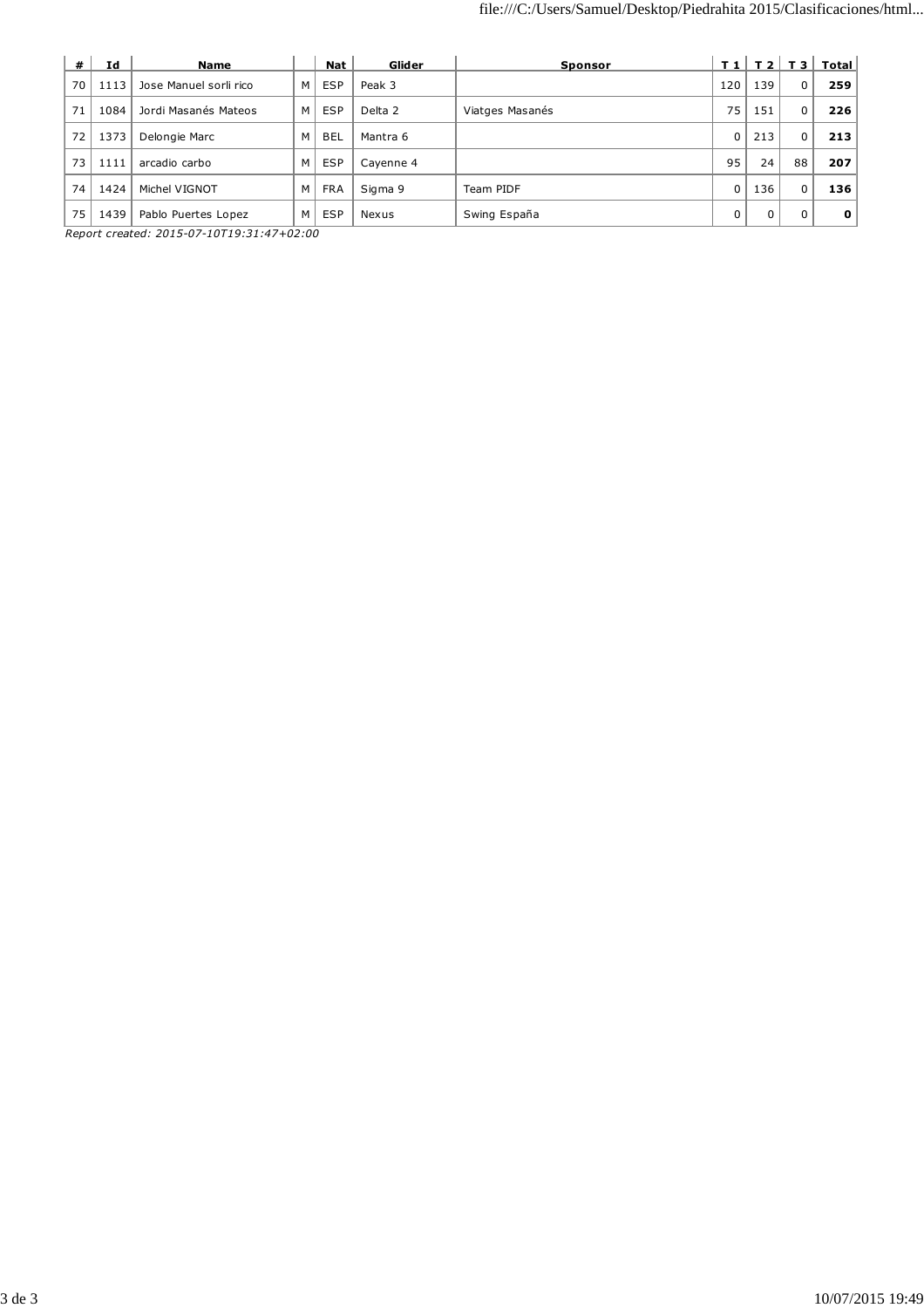| # | Id | Name | | Nat | Glider | Sponsor | T 1 | T 2 | T 3 | Total |
|---|---|---|---|---|---|---|---|---|---|---|
| 70 | 1113 | Jose Manuel sorli rico | M | ESP | Peak 3 | | 120 | 139 | 0 | **259** |
| 71 | 1084 | Jordi Masanés Mateos | M | ESP | Delta 2 | Viatges Masanés | 75 | 151 | 0 | **226** |
| 72 | 1373 | Delongie Marc | M | BEL | Mantra 6 | | 0 | 213 | 0 | **213** |
| 73 | 1111 | arcadio carbo | M | ESP | Cayenne 4 | | 95 | 24 | 88 | **207** |
| 74 | 1424 | Michel VIGNOT | M | FRA | Sigma 9 | Team PIDF | 0 | 136 | 0 | **136** |
| 75 | 1439 | Pablo Puertes Lopez | M | ESP | Nexus | Swing España | 0 | 0 | 0 | **0** |

*Report created: 2015-07-10T19:31:47+02:00*